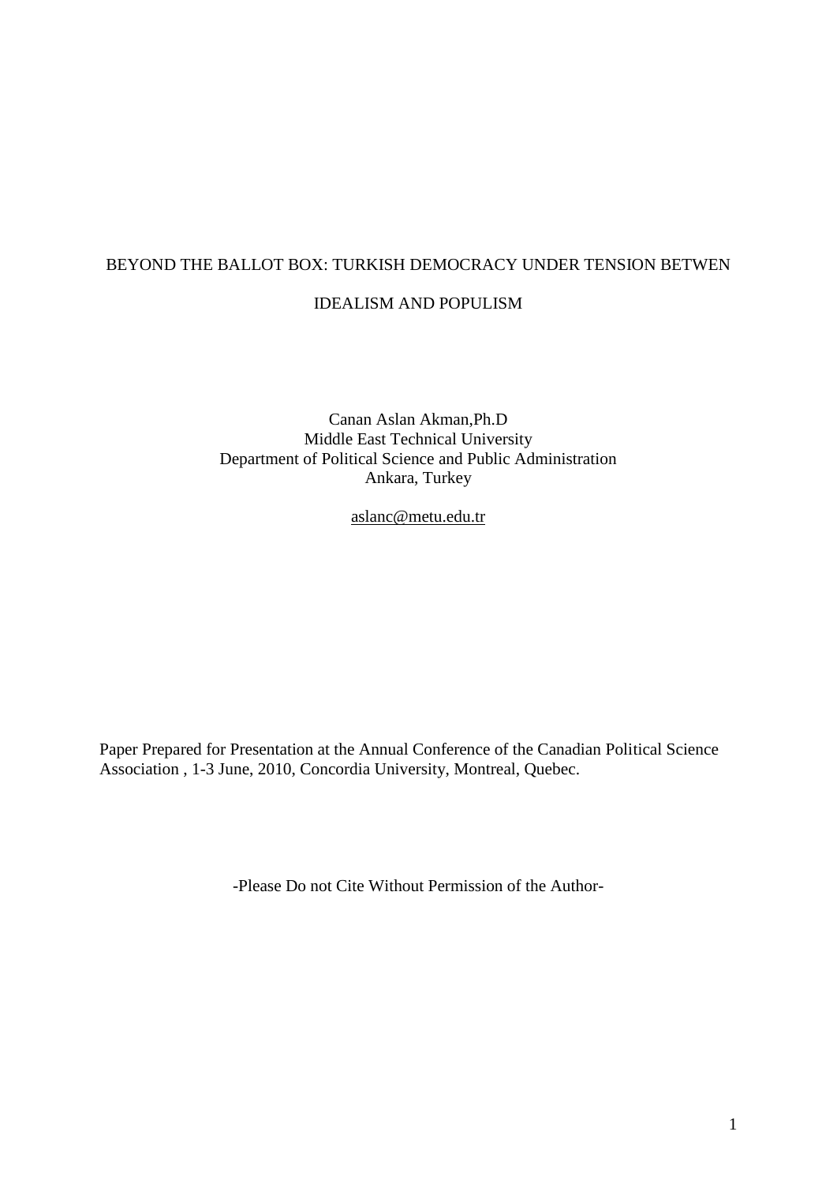# BEYOND THE BALLOT BOX: TURKISH DEMOCRACY UNDER TENSION BETWEN IDEALISM AND POPULISM

Canan Aslan Akman,Ph.D
Middle East Technical University
Department of Political Science and Public Administration
Ankara, Turkey

aslanc@metu.edu.tr

Paper Prepared for Presentation at the Annual Conference of the Canadian Political Science Association , 1-3 June, 2010, Concordia University, Montreal, Quebec.

-Please Do not Cite Without Permission of the Author-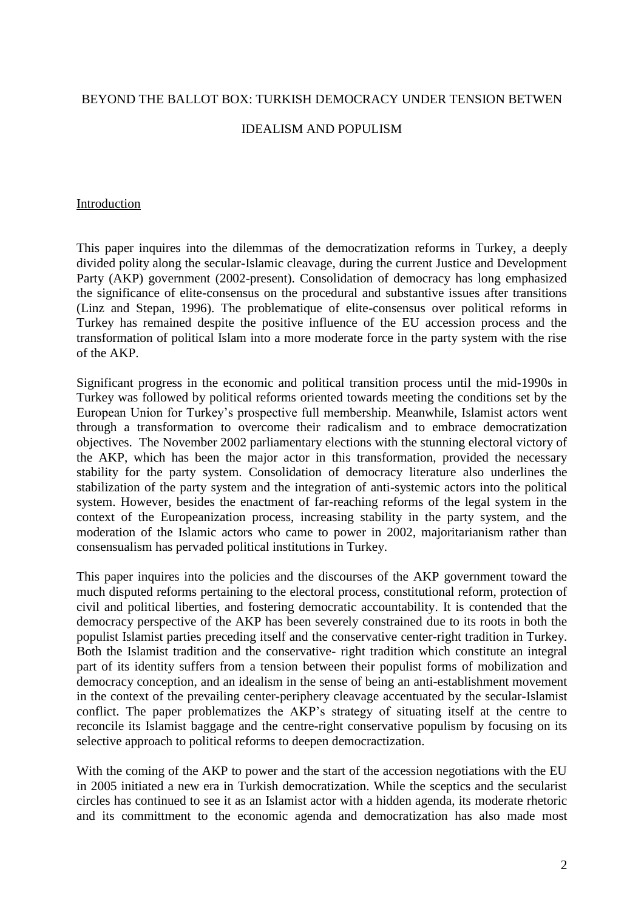BEYOND THE BALLOT BOX: TURKISH DEMOCRACY UNDER TENSION BETWEN

IDEALISM AND POPULISM

## Introduction

This paper inquires into the dilemmas of the democratization reforms in Turkey, a deeply divided polity along the secular-Islamic cleavage, during the current Justice and Development Party (AKP) government (2002-present). Consolidation of democracy has long emphasized the significance of elite-consensus on the procedural and substantive issues after transitions (Linz and Stepan, 1996). The problematique of elite-consensus over political reforms in Turkey has remained despite the positive influence of the EU accession process and the transformation of political Islam into a more moderate force in the party system with the rise of the AKP.

Significant progress in the economic and political transition process until the mid-1990s in Turkey was followed by political reforms oriented towards meeting the conditions set by the European Union for Turkey's prospective full membership. Meanwhile, Islamist actors went through a transformation to overcome their radicalism and to embrace democratization objectives. The November 2002 parliamentary elections with the stunning electoral victory of the AKP, which has been the major actor in this transformation, provided the necessary stability for the party system. Consolidation of democracy literature also underlines the stabilization of the party system and the integration of anti-systemic actors into the political system. However, besides the enactment of far-reaching reforms of the legal system in the context of the Europeanization process, increasing stability in the party system, and the moderation of the Islamic actors who came to power in 2002, majoritarianism rather than consensualism has pervaded political institutions in Turkey.

This paper inquires into the policies and the discourses of the AKP government toward the much disputed reforms pertaining to the electoral process, constitutional reform, protection of civil and political liberties, and fostering democratic accountability. It is contended that the democracy perspective of the AKP has been severely constrained due to its roots in both the populist Islamist parties preceding itself and the conservative center-right tradition in Turkey. Both the Islamist tradition and the conservative- right tradition which constitute an integral part of its identity suffers from a tension between their populist forms of mobilization and democracy conception, and an idealism in the sense of being an anti-establishment movement in the context of the prevailing center-periphery cleavage accentuated by the secular-Islamist conflict. The paper problematizes the AKP's strategy of situating itself at the centre to reconcile its Islamist baggage and the centre-right conservative populism by focusing on its selective approach to political reforms to deepen democractization.

With the coming of the AKP to power and the start of the accession negotiations with the EU in 2005 initiated a new era in Turkish democratization. While the sceptics and the secularist circles has continued to see it as an Islamist actor with a hidden agenda, its moderate rhetoric and its committment to the economic agenda and democratization has also made most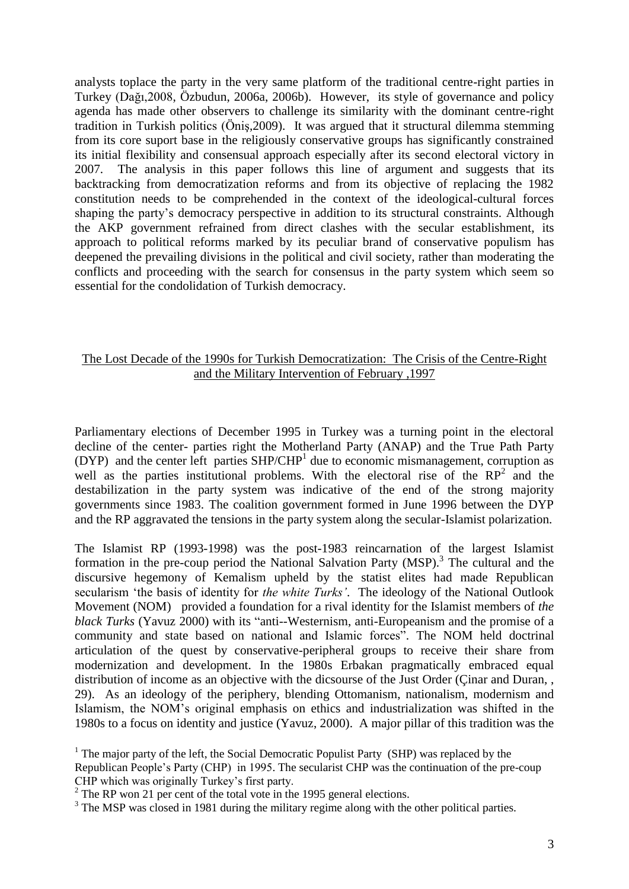analysts toplace the party in the very same platform of the traditional centre-right parties in Turkey (Dağı,2008, Özbudun, 2006a, 2006b). However, its style of governance and policy agenda has made other observers to challenge its similarity with the dominant centre-right tradition in Turkish politics (Öniş,2009). It was argued that it structural dilemma stemming from its core suport base in the religiously conservative groups has significantly constrained its initial flexibility and consensual approach especially after its second electoral victory in 2007. The analysis in this paper follows this line of argument and suggests that its backtracking from democratization reforms and from its objective of replacing the 1982 constitution needs to be comprehended in the context of the ideological-cultural forces shaping the party's democracy perspective in addition to its structural constraints. Although the AKP government refrained from direct clashes with the secular establishment, its approach to political reforms marked by its peculiar brand of conservative populism has deepened the prevailing divisions in the political and civil society, rather than moderating the conflicts and proceeding with the search for consensus in the party system which seem so essential for the condolidation of Turkish democracy.

## The Lost Decade of the 1990s for Turkish Democratization: The Crisis of the Centre-Right and the Military Intervention of February ,1997

Parliamentary elections of December 1995 in Turkey was a turning point in the electoral decline of the center- parties right the Motherland Party (ANAP) and the True Path Party (DYP) and the center left parties SHP/CHP[1] due to economic mismanagement, corruption as well as the parties institutional problems. With the electoral rise of the RP[2] and the destabilization in the party system was indicative of the end of the strong majority governments since 1983. The coalition government formed in June 1996 between the DYP and the RP aggravated the tensions in the party system along the secular-Islamist polarization.

The Islamist RP (1993-1998) was the post-1983 reincarnation of the largest Islamist formation in the pre-coup period the National Salvation Party (MSP).[3] The cultural and the discursive hegemony of Kemalism upheld by the statist elites had made Republican secularism 'the basis of identity for *the white Turks'*. The ideology of the National Outlook Movement (NOM) provided a foundation for a rival identity for the Islamist members of *the black Turks* (Yavuz 2000) with its "anti--Westernism, anti-Europeanism and the promise of a community and state based on national and Islamic forces". The NOM held doctrinal articulation of the quest by conservative-peripheral groups to receive their share from modernization and development. In the 1980s Erbakan pragmatically embraced equal distribution of income as an objective with the dicsourse of the Just Order (Çinar and Duran, , 29). As an ideology of the periphery, blending Ottomanism, nationalism, modernism and Islamism, the NOM's original emphasis on ethics and industrialization was shifted in the 1980s to a focus on identity and justice (Yavuz, 2000). A major pillar of this tradition was the

[1] The major party of the left, the Social Democratic Populist Party (SHP) was replaced by the Republican People's Party (CHP) in 1995. The secularist CHP was the continuation of the pre-coup CHP which was originally Turkey's first party.

[2] The RP won 21 per cent of the total vote in the 1995 general elections.

[3] The MSP was closed in 1981 during the military regime along with the other political parties.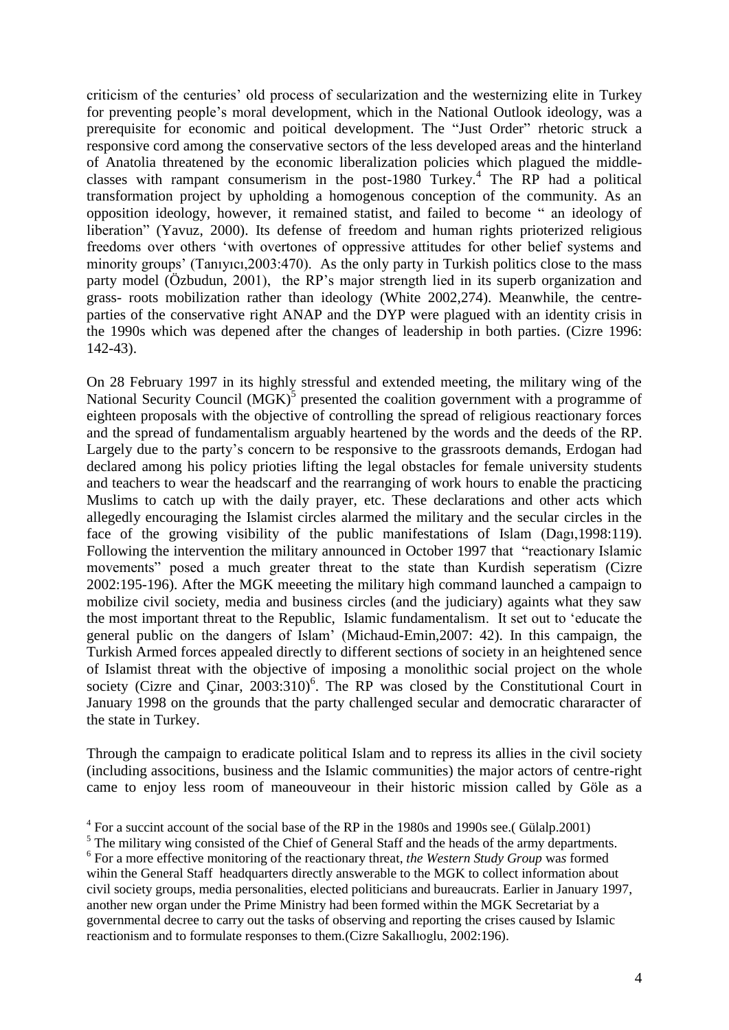criticism of the centuries' old process of secularization and the westernizing elite in Turkey for preventing people's moral development, which in the National Outlook ideology, was a prerequisite for economic and poitical development. The "Just Order" rhetoric struck a responsive cord among the conservative sectors of the less developed areas and the hinterland of Anatolia threatened by the economic liberalization policies which plagued the middle-classes with rampant consumerism in the post-1980 Turkey.[4] The RP had a political transformation project by upholding a homogenous conception of the community. As an opposition ideology, however, it remained statist, and failed to become " an ideology of liberation" (Yavuz, 2000). Its defense of freedom and human rights prioterized religious freedoms over others 'with overtones of oppressive attitudes for other belief systems and minority groups' (Tanıyıcı,2003:470). As the only party in Turkish politics close to the mass party model (Özbudun, 2001), the RP's major strength lied in its superb organization and grass- roots mobilization rather than ideology (White 2002,274). Meanwhile, the centre-parties of the conservative right ANAP and the DYP were plagued with an identity crisis in the 1990s which was depened after the changes of leadership in both parties. (Cizre 1996: 142-43).

On 28 February 1997 in its highly stressful and extended meeting, the military wing of the National Security Council (MGK)[5] presented the coalition government with a programme of eighteen proposals with the objective of controlling the spread of religious reactionary forces and the spread of fundamentalism arguably heartened by the words and the deeds of the RP. Largely due to the party's concern to be responsive to the grassroots demands, Erdogan had declared among his policy prioties lifting the legal obstacles for female university students and teachers to wear the headscarf and the rearranging of work hours to enable the practicing Muslims to catch up with the daily prayer, etc. These declarations and other acts which allegedly encouraging the Islamist circles alarmed the military and the secular circles in the face of the growing visibility of the public manifestations of Islam (Dagı,1998:119). Following the intervention the military announced in October 1997 that "reactionary Islamic movements" posed a much greater threat to the state than Kurdish seperatism (Cizre 2002:195-196). After the MGK meeeting the military high command launched a campaign to mobilize civil society, media and business circles (and the judiciary) againts what they saw the most important threat to the Republic, Islamic fundamentalism. It set out to 'educate the general public on the dangers of Islam' (Michaud-Emin,2007: 42). In this campaign, the Turkish Armed forces appealed directly to different sections of society in an heightened sence of Islamist threat with the objective of imposing a monolithic social project on the whole society (Cizre and Çinar, 2003:310)[6]. The RP was closed by the Constitutional Court in January 1998 on the grounds that the party challenged secular and democratic chararacter of the state in Turkey.

Through the campaign to eradicate political Islam and to repress its allies in the civil society (including associtions, business and the Islamic communities) the major actors of centre-right came to enjoy less room of maneouveour in their historic mission called by Göle as a

[4] For a succint account of the social base of the RP in the 1980s and 1990s see.( Gülalp.2001)

[5] The military wing consisted of the Chief of General Staff and the heads of the army departments.

[6] For a more effective monitoring of the reactionary threat, *the Western Study Group* was formed wihin the General Staff headquarters directly answerable to the MGK to collect information about civil society groups, media personalities, elected politicians and bureaucrats. Earlier in January 1997, another new organ under the Prime Ministry had been formed within the MGK Secretariat by a governmental decree to carry out the tasks of observing and reporting the crises caused by Islamic reactionism and to formulate responses to them.(Cizre Sakallıoglu, 2002:196).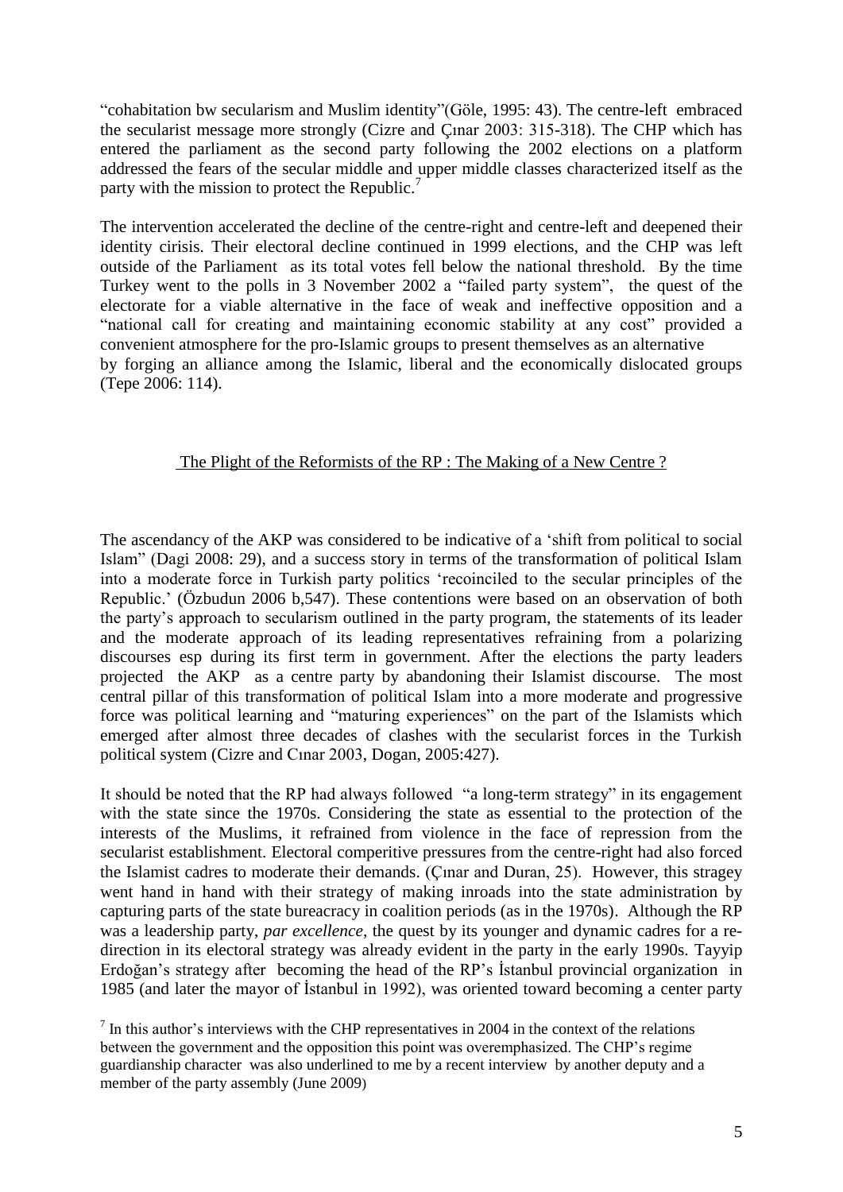"cohabitation bw secularism and Muslim identity"(Göle, 1995: 43). The centre-left embraced the secularist message more strongly (Cizre and Çınar 2003: 315-318). The CHP which has entered the parliament as the second party following the 2002 elections on a platform addressed the fears of the secular middle and upper middle classes characterized itself as the party with the mission to protect the Republic.[7]

The intervention accelerated the decline of the centre-right and centre-left and deepened their identity cirisis. Their electoral decline continued in 1999 elections, and the CHP was left outside of the Parliament as its total votes fell below the national threshold. By the time Turkey went to the polls in 3 November 2002 a "failed party system", the quest of the electorate for a viable alternative in the face of weak and ineffective opposition and a "national call for creating and maintaining economic stability at any cost" provided a convenient atmosphere for the pro-Islamic groups to present themselves as an alternative by forging an alliance among the Islamic, liberal and the economically dislocated groups (Tepe 2006: 114).

## The Plight of the Reformists of the RP : The Making of a New Centre ?

The ascendancy of the AKP was considered to be indicative of a 'shift from political to social Islam" (Dagi 2008: 29), and a success story in terms of the transformation of political Islam into a moderate force in Turkish party politics 'recoinciled to the secular principles of the Republic.' (Özbudun 2006 b,547). These contentions were based on an observation of both the party's approach to secularism outlined in the party program, the statements of its leader and the moderate approach of its leading representatives refraining from a polarizing discourses esp during its first term in government. After the elections the party leaders projected the AKP as a centre party by abandoning their Islamist discourse. The most central pillar of this transformation of political Islam into a more moderate and progressive force was political learning and "maturing experiences" on the part of the Islamists which emerged after almost three decades of clashes with the secularist forces in the Turkish political system (Cizre and Cınar 2003, Dogan, 2005:427).

It should be noted that the RP had always followed "a long-term strategy" in its engagement with the state since the 1970s. Considering the state as essential to the protection of the interests of the Muslims, it refrained from violence in the face of repression from the secularist establishment. Electoral comperitive pressures from the centre-right had also forced the Islamist cadres to moderate their demands. (Çınar and Duran, 25). However, this stragey went hand in hand with their strategy of making inroads into the state administration by capturing parts of the state bureacracy in coalition periods (as in the 1970s). Although the RP was a leadership party, *par excellence*, the quest by its younger and dynamic cadres for a re-direction in its electoral strategy was already evident in the party in the early 1990s. Tayyip Erdoğan's strategy after becoming the head of the RP's İstanbul provincial organization in 1985 (and later the mayor of İstanbul in 1992), was oriented toward becoming a center party

[7] In this author's interviews with the CHP representatives in 2004 in the context of the relations between the government and the opposition this point was overemphasized. The CHP's regime guardianship character was also underlined to me by a recent interview by another deputy and a member of the party assembly (June 2009)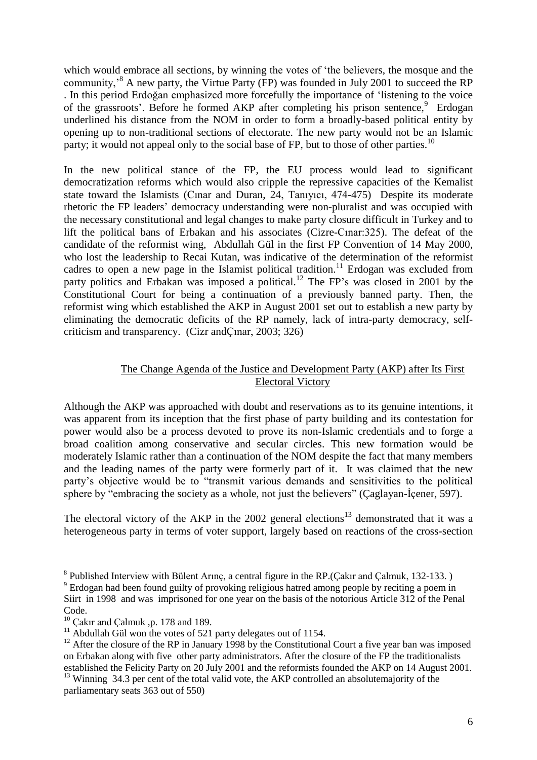which would embrace all sections, by winning the votes of 'the believers, the mosque and the community,'[8] A new party, the Virtue Party (FP) was founded in July 2001 to succeed the RP . In this period Erdoğan emphasized more forcefully the importance of 'listening to the voice of the grassroots'. Before he formed AKP after completing his prison sentence,[9] Erdogan underlined his distance from the NOM in order to form a broadly-based political entity by opening up to non-traditional sections of electorate. The new party would not be an Islamic party; it would not appeal only to the social base of FP, but to those of other parties.[10]

In the new political stance of the FP, the EU process would lead to significant democratization reforms which would also cripple the repressive capacities of the Kemalist state toward the Islamists (Cınar and Duran, 24, Tanıyıcı, 474-475) Despite its moderate rhetoric the FP leaders' democracy understanding were non-pluralist and was occupied with the necessary constitutional and legal changes to make party closure difficult in Turkey and to lift the political bans of Erbakan and his associates (Cizre-Cınar:325). The defeat of the candidate of the reformist wing, Abdullah Gül in the first FP Convention of 14 May 2000, who lost the leadership to Recai Kutan, was indicative of the determination of the reformist cadres to open a new page in the Islamist political tradition.[11] Erdogan was excluded from party politics and Erbakan was imposed a political.[12] The FP's was closed in 2001 by the Constitutional Court for being a continuation of a previously banned party. Then, the reformist wing which established the AKP in August 2001 set out to establish a new party by eliminating the democratic deficits of the RP namely, lack of intra-party democracy, self-criticism and transparency. (Cizr andÇınar, 2003; 326)

## The Change Agenda of the Justice and Development Party (AKP) after Its First Electoral Victory

Although the AKP was approached with doubt and reservations as to its genuine intentions, it was apparent from its inception that the first phase of party building and its contestation for power would also be a process devoted to prove its non-Islamic credentials and to forge a broad coalition among conservative and secular circles. This new formation would be moderately Islamic rather than a continuation of the NOM despite the fact that many members and the leading names of the party were formerly part of it. It was claimed that the new party's objective would be to "transmit various demands and sensitivities to the political sphere by "embracing the society as a whole, not just the believers" (Çaglayan-İçener, 597).

The electoral victory of the AKP in the 2002 general elections[13] demonstrated that it was a heterogeneous party in terms of voter support, largely based on reactions of the cross-section

---

[8] Published Interview with Bülent Arınç, a central figure in the RP.(Çakır and Çalmuk, 132-133. )

[9] Erdogan had been found guilty of provoking religious hatred among people by reciting a poem in Siirt in 1998 and was imprisoned for one year on the basis of the notorious Article 312 of the Penal Code.

[10] Çakır and Çalmuk ,p. 178 and 189.

[11] Abdullah Gül won the votes of 521 party delegates out of 1154.

[12] After the closure of the RP in January 1998 by the Constitutional Court a five year ban was imposed on Erbakan along with five other party administrators. After the closure of the FP the traditionalists established the Felicity Party on 20 July 2001 and the reformists founded the AKP on 14 August 2001.

[13] Winning 34.3 per cent of the total valid vote, the AKP controlled an absolutemajority of the parliamentary seats 363 out of 550)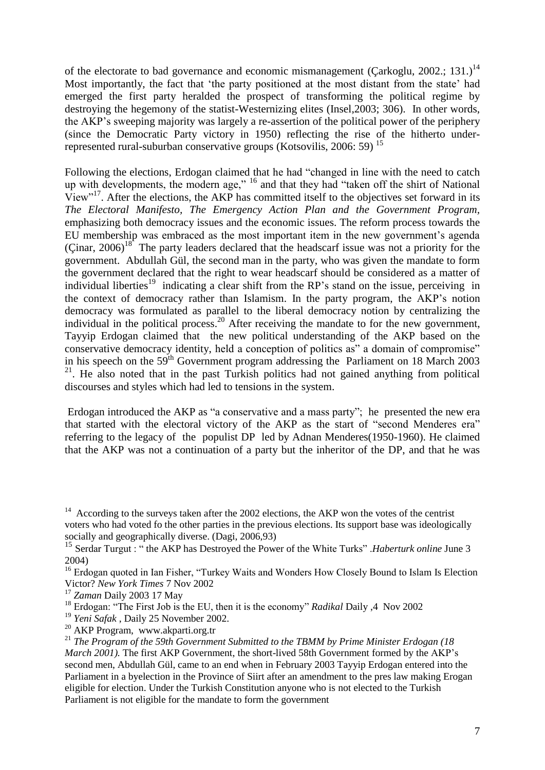of the electorate to bad governance and economic mismanagement (Çarkoglu, 2002.; 131.)[14] Most importantly, the fact that 'the party positioned at the most distant from the state' had emerged the first party heralded the prospect of transforming the political regime by destroying the hegemony of the statist-Westernizing elites (Insel,2003; 306). In other words, the AKP's sweeping majority was largely a re-assertion of the political power of the periphery (since the Democratic Party victory in 1950) reflecting the rise of the hitherto under-represented rural-suburban conservative groups (Kotsovilis, 2006: 59) [15]

Following the elections, Erdogan claimed that he had "changed in line with the need to catch up with developments, the modern age," [16] and that they had "taken off the shirt of National View"[17]. After the elections, the AKP has committed itself to the objectives set forward in its *The Electoral Manifesto, The Emergency Action Plan and the Government Program,* emphasizing both democracy issues and the economic issues. The reform process towards the EU membership was embraced as the most important item in the new government's agenda (Çinar, 2006)[18] The party leaders declared that the headscarf issue was not a priority for the government. Abdullah Gül, the second man in the party, who was given the mandate to form the government declared that the right to wear headscarf should be considered as a matter of individual liberties[19] indicating a clear shift from the RP's stand on the issue, perceiving in the context of democracy rather than Islamism. In the party program, the AKP's notion democracy was formulated as parallel to the liberal democracy notion by centralizing the individual in the political process.[20] After receiving the mandate to for the new government, Tayyip Erdogan claimed that the new political understanding of the AKP based on the conservative democracy identity, held a conception of politics as" a domain of compromise" in his speech on the 59th Government program addressing the Parliament on 18 March 2003 [21]. He also noted that in the past Turkish politics had not gained anything from political discourses and styles which had led to tensions in the system.

Erdogan introduced the AKP as "a conservative and a mass party"; he presented the new era that started with the electoral victory of the AKP as the start of "second Menderes era" referring to the legacy of the populist DP led by Adnan Menderes(1950-1960). He claimed that the AKP was not a continuation of a party but the inheritor of the DP, and that he was

---

[14] According to the surveys taken after the 2002 elections, the AKP won the votes of the centrist voters who had voted fo the other parties in the previous elections. Its support base was ideologically socially and geographically diverse. (Dagi, 2006,93)

[15] Serdar Turgut : " the AKP has Destroyed the Power of the White Turks" .*Haberturk online* June 3 2004)

[16] Erdogan quoted in Ian Fisher, "Turkey Waits and Wonders How Closely Bound to Islam Is Election Victor? *New York Times* 7 Nov 2002

[17] *Zaman* Daily 2003 17 May

[18] Erdogan: "The First Job is the EU, then it is the economy" *Radikal* Daily ,4 Nov 2002

[19] *Yeni Safak* , Daily 25 November 2002.

[20] AKP Program, www.akparti.org.tr

[21] *The Program of the 59th Government Submitted to the TBMM by Prime Minister Erdogan (18 March 2001).* The first AKP Government, the short-lived 58th Government formed by the AKP's second men, Abdullah Gül, came to an end when in February 2003 Tayyip Erdogan entered into the Parliament in a byelection in the Province of Siirt after an amendment to the pres law making Erogan eligible for election. Under the Turkish Constitution anyone who is not elected to the Turkish Parliament is not eligible for the mandate to form the government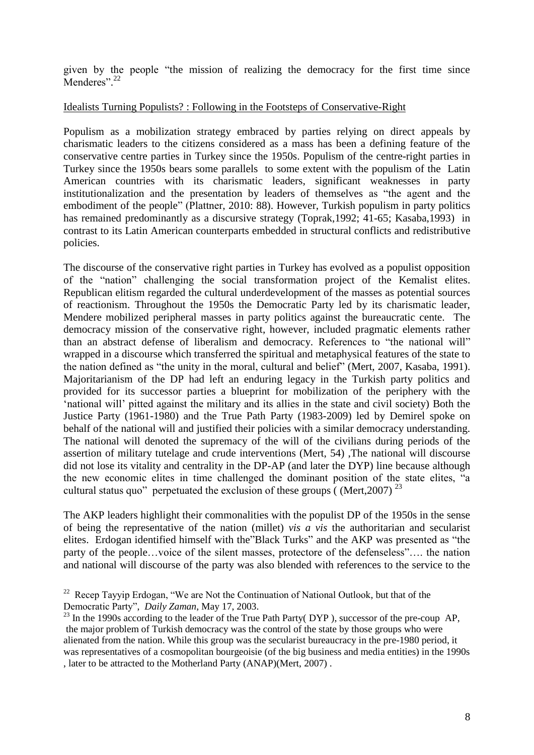given by the people "the mission of realizing the democracy for the first time since Menderes".[22]

Idealists Turning Populists? : Following in the Footsteps of Conservative-Right

Populism as a mobilization strategy embraced by parties relying on direct appeals by charismatic leaders to the citizens considered as a mass has been a defining feature of the conservative centre parties in Turkey since the 1950s. Populism of the centre-right parties in Turkey since the 1950s bears some parallels to some extent with the populism of the Latin American countries with its charismatic leaders, significant weaknesses in party institutionalization and the presentation by leaders of themselves as "the agent and the embodiment of the people" (Plattner, 2010: 88). However, Turkish populism in party politics has remained predominantly as a discursive strategy (Toprak,1992; 41-65; Kasaba,1993) in contrast to its Latin American counterparts embedded in structural conflicts and redistributive policies.

The discourse of the conservative right parties in Turkey has evolved as a populist opposition of the "nation" challenging the social transformation project of the Kemalist elites. Republican elitism regarded the cultural underdevelopment of the masses as potential sources of reactionism. Throughout the 1950s the Democratic Party led by its charismatic leader, Mendere mobilized peripheral masses in party politics against the bureaucratic cente. The democracy mission of the conservative right, however, included pragmatic elements rather than an abstract defense of liberalism and democracy. References to "the national will" wrapped in a discourse which transferred the spiritual and metaphysical features of the state to the nation defined as "the unity in the moral, cultural and belief" (Mert, 2007, Kasaba, 1991). Majoritarianism of the DP had left an enduring legacy in the Turkish party politics and provided for its successor parties a blueprint for mobilization of the periphery with the 'national will' pitted against the military and its allies in the state and civil society) Both the Justice Party (1961-1980) and the True Path Party (1983-2009) led by Demirel spoke on behalf of the national will and justified their policies with a similar democracy understanding. The national will denoted the supremacy of the will of the civilians during periods of the assertion of military tutelage and crude interventions (Mert, 54) ,The national will discourse did not lose its vitality and centrality in the DP-AP (and later the DYP) line because although the new economic elites in time challenged the dominant position of the state elites, "a cultural status quo" perpetuated the exclusion of these groups ( (Mert,2007) [23]

The AKP leaders highlight their commonalities with the populist DP of the 1950s in the sense of being the representative of the nation (millet) *vis a vis* the authoritarian and secularist elites. Erdogan identified himself with the"Black Turks" and the AKP was presented as "the party of the people…voice of the silent masses, protectore of the defenseless"…. the nation and national will discourse of the party was also blended with references to the service to the

[22] Recep Tayyip Erdogan, "We are Not the Continuation of National Outlook, but that of the Democratic Party", *Daily Zaman*, May 17, 2003.

[23] In the 1990s according to the leader of the True Path Party( DYP ), successor of the pre-coup AP, the major problem of Turkish democracy was the control of the state by those groups who were alienated from the nation. While this group was the secularist bureaucracy in the pre-1980 period, it was representatives of a cosmopolitan bourgeoisie (of the big business and media entities) in the 1990s , later to be attracted to the Motherland Party (ANAP)(Mert, 2007) .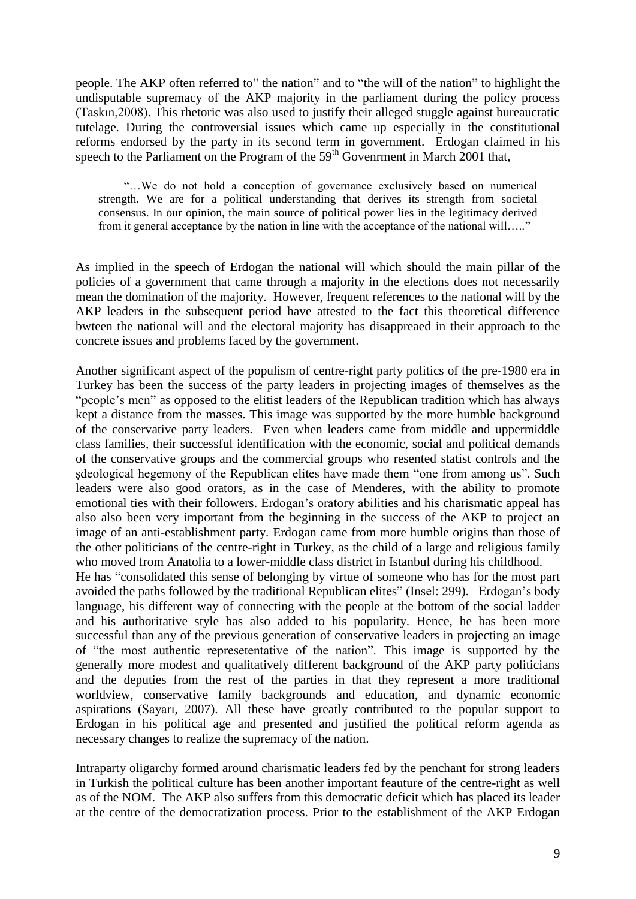people. The AKP often referred to" the nation" and to "the will of the nation" to highlight the undisputable supremacy of the AKP majority in the parliament during the policy process (Taskın,2008). This rhetoric was also used to justify their alleged stuggle against bureaucratic tutelage. During the controversial issues which came up especially in the constitutional reforms endorsed by the party in its second term in government. Erdogan claimed in his speech to the Parliament on the Program of the 59th Govenrment in March 2001 that,

> "…We do not hold a conception of governance exclusively based on numerical strength. We are for a political understanding that derives its strength from societal consensus. In our opinion, the main source of political power lies in the legitimacy derived from it general acceptance by the nation in line with the acceptance of the national will….."

As implied in the speech of Erdogan the national will which should the main pillar of the policies of a government that came through a majority in the elections does not necessarily mean the domination of the majority. However, frequent references to the national will by the AKP leaders in the subsequent period have attested to the fact this theoretical difference bwteen the national will and the electoral majority has disappreaed in their approach to the concrete issues and problems faced by the government.

Another significant aspect of the populism of centre-right party politics of the pre-1980 era in Turkey has been the success of the party leaders in projecting images of themselves as the "people's men" as opposed to the elitist leaders of the Republican tradition which has always kept a distance from the masses. This image was supported by the more humble background of the conservative party leaders. Even when leaders came from middle and uppermiddle class families, their successful identification with the economic, social and political demands of the conservative groups and the commercial groups who resented statist controls and the şdeological hegemony of the Republican elites have made them "one from among us". Such leaders were also good orators, as in the case of Menderes, with the ability to promote emotional ties with their followers. Erdogan's oratory abilities and his charismatic appeal has also also been very important from the beginning in the success of the AKP to project an image of an anti-establishment party. Erdogan came from more humble origins than those of the other politicians of the centre-right in Turkey, as the child of a large and religious family who moved from Anatolia to a lower-middle class district in Istanbul during his childhood.
He has "consolidated this sense of belonging by virtue of someone who has for the most part avoided the paths followed by the traditional Republican elites" (Insel: 299). Erdogan's body language, his different way of connecting with the people at the bottom of the social ladder and his authoritative style has also added to his popularity. Hence, he has been more successful than any of the previous generation of conservative leaders in projecting an image of "the most authentic represetentative of the nation". This image is supported by the generally more modest and qualitatively different background of the AKP party politicians and the deputies from the rest of the parties in that they represent a more traditional worldview, conservative family backgrounds and education, and dynamic economic aspirations (Sayarı, 2007). All these have greatly contributed to the popular support to Erdogan in his political age and presented and justified the political reform agenda as necessary changes to realize the supremacy of the nation.

Intraparty oligarchy formed around charismatic leaders fed by the penchant for strong leaders in Turkish the political culture has been another important feauture of the centre-right as well as of the NOM. The AKP also suffers from this democratic deficit which has placed its leader at the centre of the democratization process. Prior to the establishment of the AKP Erdogan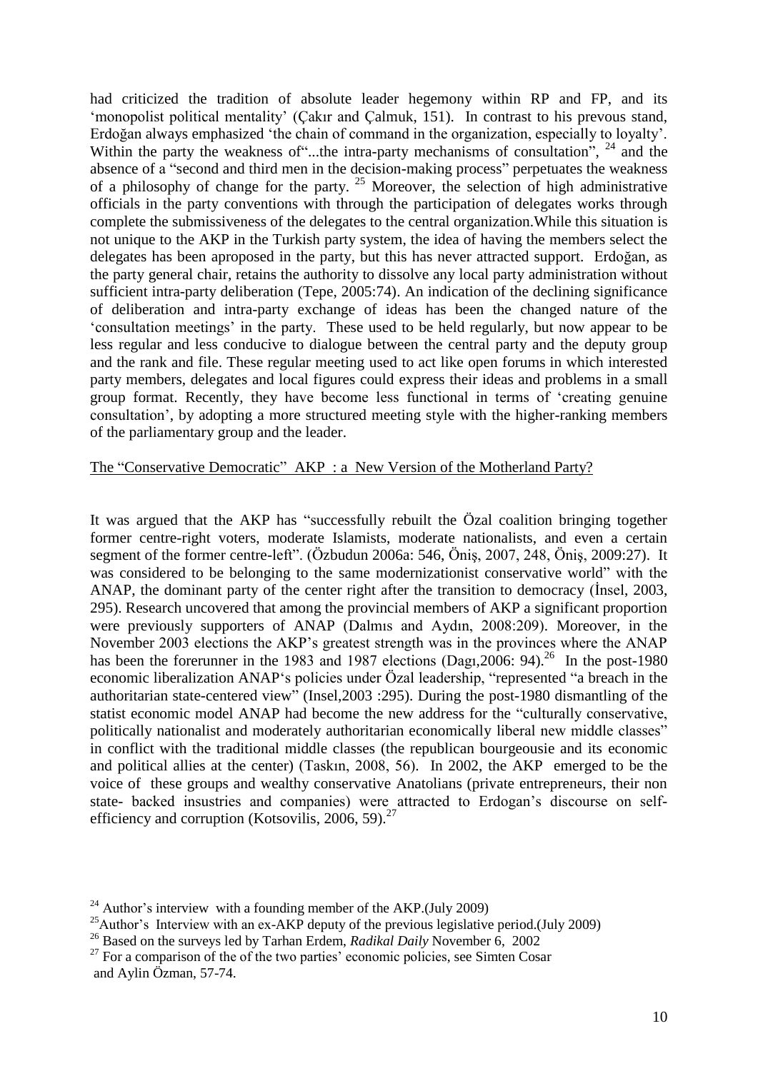had criticized the tradition of absolute leader hegemony within RP and FP, and its 'monopolist political mentality' (Çakır and Çalmuk, 151). In contrast to his prevous stand, Erdoğan always emphasized 'the chain of command in the organization, especially to loyalty'. Within the party the weakness of"...the intra-party mechanisms of consultation", [24] and the absence of a "second and third men in the decision-making process" perpetuates the weakness of a philosophy of change for the party. [25] Moreover, the selection of high administrative officials in the party conventions with through the participation of delegates works through complete the submissiveness of the delegates to the central organization.While this situation is not unique to the AKP in the Turkish party system, the idea of having the members select the delegates has been aproposed in the party, but this has never attracted support. Erdoğan, as the party general chair, retains the authority to dissolve any local party administration without sufficient intra-party deliberation (Tepe, 2005:74). An indication of the declining significance of deliberation and intra-party exchange of ideas has been the changed nature of the 'consultation meetings' in the party. These used to be held regularly, but now appear to be less regular and less conducive to dialogue between the central party and the deputy group and the rank and file. These regular meeting used to act like open forums in which interested party members, delegates and local figures could express their ideas and problems in a small group format. Recently, they have become less functional in terms of 'creating genuine consultation', by adopting a more structured meeting style with the higher-ranking members of the parliamentary group and the leader.

## The "Conservative Democratic" AKP : a New Version of the Motherland Party?

It was argued that the AKP has "successfully rebuilt the Özal coalition bringing together former centre-right voters, moderate Islamists, moderate nationalists, and even a certain segment of the former centre-left". (Özbudun 2006a: 546, Öniş, 2007, 248, Öniş, 2009:27). It was considered to be belonging to the same modernizationist conservative world" with the ANAP, the dominant party of the center right after the transition to democracy (İnsel, 2003, 295). Research uncovered that among the provincial members of AKP a significant proportion were previously supporters of ANAP (Dalmıs and Aydın, 2008:209). Moreover, in the November 2003 elections the AKP's greatest strength was in the provinces where the ANAP has been the forerunner in the 1983 and 1987 elections (Dagı,2006: 94).[26] In the post-1980 economic liberalization ANAP's policies under Özal leadership, "represented "a breach in the authoritarian state-centered view" (Insel,2003 :295). During the post-1980 dismantling of the statist economic model ANAP had become the new address for the "culturally conservative, politically nationalist and moderately authoritarian economically liberal new middle classes" in conflict with the traditional middle classes (the republican bourgeousie and its economic and political allies at the center) (Taskın, 2008, 56). In 2002, the AKP emerged to be the voice of these groups and wealthy conservative Anatolians (private entrepreneurs, their non state- backed insustries and companies) were attracted to Erdogan's discourse on self-efficiency and corruption (Kotsovilis, 2006, 59).[27]

---

[24] Author's interview with a founding member of the AKP.(July 2009)

[25] Author's Interview with an ex-AKP deputy of the previous legislative period.(July 2009)

[26] Based on the surveys led by Tarhan Erdem, *Radikal Daily* November 6, 2002

[27] For a comparison of the of the two parties' economic policies, see Simten Cosar and Aylin Özman, 57-74.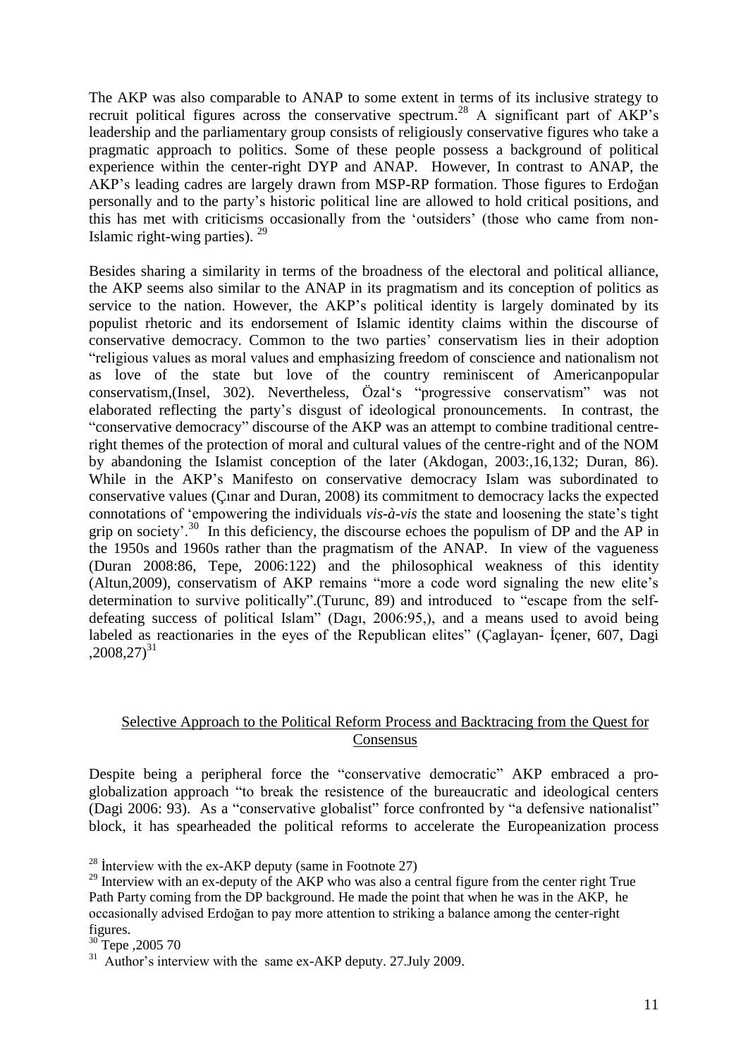The AKP was also comparable to ANAP to some extent in terms of its inclusive strategy to recruit political figures across the conservative spectrum.[28] A significant part of AKP's leadership and the parliamentary group consists of religiously conservative figures who take a pragmatic approach to politics. Some of these people possess a background of political experience within the center-right DYP and ANAP. However, In contrast to ANAP, the AKP's leading cadres are largely drawn from MSP-RP formation. Those figures to Erdoğan personally and to the party's historic political line are allowed to hold critical positions, and this has met with criticisms occasionally from the 'outsiders' (those who came from non-Islamic right-wing parties). [29]

Besides sharing a similarity in terms of the broadness of the electoral and political alliance, the AKP seems also similar to the ANAP in its pragmatism and its conception of politics as service to the nation. However, the AKP's political identity is largely dominated by its populist rhetoric and its endorsement of Islamic identity claims within the discourse of conservative democracy. Common to the two parties' conservatism lies in their adoption "religious values as moral values and emphasizing freedom of conscience and nationalism not as love of the state but love of the country reminiscent of Americanpopular conservatism,(Insel, 302). Nevertheless, Özal's "progressive conservatism" was not elaborated reflecting the party's disgust of ideological pronouncements. In contrast, the "conservative democracy" discourse of the AKP was an attempt to combine traditional centre-right themes of the protection of moral and cultural values of the centre-right and of the NOM by abandoning the Islamist conception of the later (Akdogan, 2003:,16,132; Duran, 86). While in the AKP's Manifesto on conservative democracy Islam was subordinated to conservative values (Çınar and Duran, 2008) its commitment to democracy lacks the expected connotations of 'empowering the individuals *vis-à-vis* the state and loosening the state's tight grip on society'.[30] In this deficiency, the discourse echoes the populism of DP and the AP in the 1950s and 1960s rather than the pragmatism of the ANAP. In view of the vagueness (Duran 2008:86, Tepe, 2006:122) and the philosophical weakness of this identity (Altun,2009), conservatism of AKP remains "more a code word signaling the new elite's determination to survive politically".(Turunc, 89) and introduced to "escape from the self-defeating success of political Islam" (Dagı, 2006:95,), and a means used to avoid being labeled as reactionaries in the eyes of the Republican elites" (Çaglayan- İçener, 607, Dagi ,2008,27)[31]

## Selective Approach to the Political Reform Process and Backtracing from the Quest for Consensus

Despite being a peripheral force the "conservative democratic" AKP embraced a pro-globalization approach "to break the resistence of the bureaucratic and ideological centers (Dagi 2006: 93). As a "conservative globalist" force confronted by "a defensive nationalist" block, it has spearheaded the political reforms to accelerate the Europeanization process

---

[28] İnterview with the ex-AKP deputy (same in Footnote 27)

[29] Interview with an ex-deputy of the AKP who was also a central figure from the center right True Path Party coming from the DP background. He made the point that when he was in the AKP, he occasionally advised Erdoğan to pay more attention to striking a balance among the center-right figures.

[30] Tepe ,2005 70

[31] Author's interview with the same ex-AKP deputy. 27.July 2009.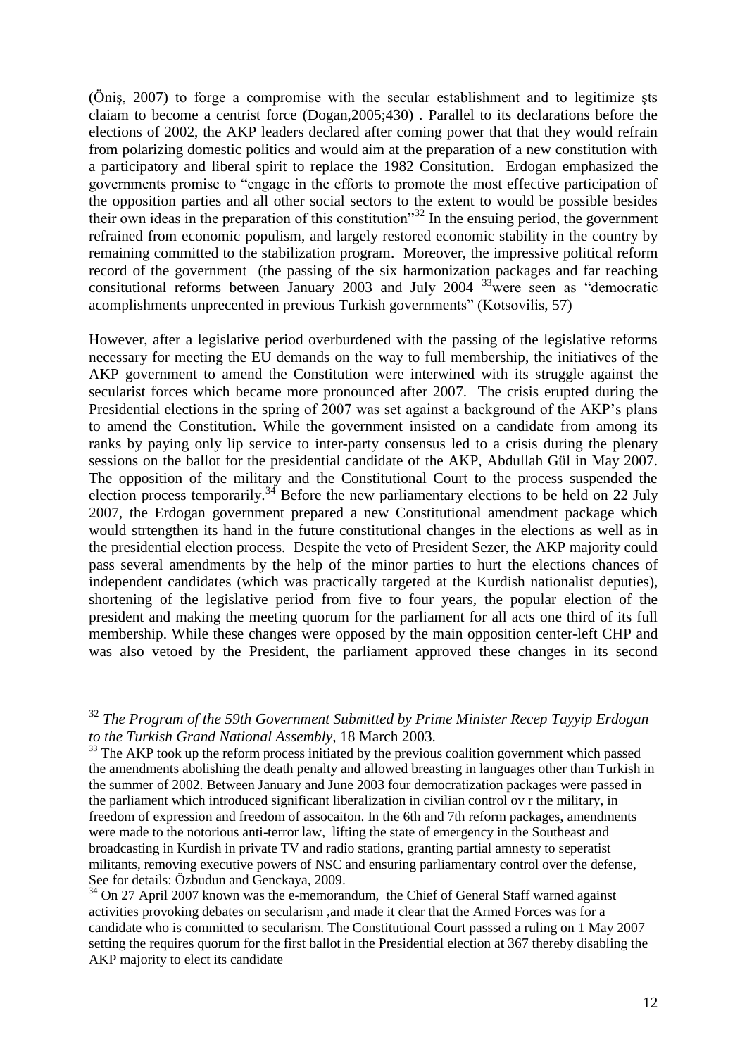(Öniş, 2007) to forge a compromise with the secular establishment and to legitimize şts claiam to become a centrist force (Dogan,2005;430) . Parallel to its declarations before the elections of 2002, the AKP leaders declared after coming power that that they would refrain from polarizing domestic politics and would aim at the preparation of a new constitution with a participatory and liberal spirit to replace the 1982 Consitution. Erdogan emphasized the governments promise to "engage in the efforts to promote the most effective participation of the opposition parties and all other social sectors to the extent to would be possible besides their own ideas in the preparation of this constitution"[32] In the ensuing period, the government refrained from economic populism, and largely restored economic stability in the country by remaining committed to the stabilization program. Moreover, the impressive political reform record of the government (the passing of the six harmonization packages and far reaching consitutional reforms between January 2003 and July 2004 [33]were seen as "democratic acomplishments unprecented in previous Turkish governments" (Kotsovilis, 57)

However, after a legislative period overburdened with the passing of the legislative reforms necessary for meeting the EU demands on the way to full membership, the initiatives of the AKP government to amend the Constitution were interwined with its struggle against the secularist forces which became more pronounced after 2007. The crisis erupted during the Presidential elections in the spring of 2007 was set against a background of the AKP's plans to amend the Constitution. While the government insisted on a candidate from among its ranks by paying only lip service to inter-party consensus led to a crisis during the plenary sessions on the ballot for the presidential candidate of the AKP, Abdullah Gül in May 2007. The opposition of the military and the Constitutional Court to the process suspended the election process temporarily.[34] Before the new parliamentary elections to be held on 22 July 2007, the Erdogan government prepared a new Constitutional amendment package which would strtengthen its hand in the future constitutional changes in the elections as well as in the presidential election process. Despite the veto of President Sezer, the AKP majority could pass several amendments by the help of the minor parties to hurt the elections chances of independent candidates (which was practically targeted at the Kurdish nationalist deputies), shortening of the legislative period from five to four years, the popular election of the president and making the meeting quorum for the parliament for all acts one third of its full membership. While these changes were opposed by the main opposition center-left CHP and was also vetoed by the President, the parliament approved these changes in its second

---

[32] *The Program of the 59th Government Submitted by Prime Minister Recep Tayyip Erdogan to the Turkish Grand National Assembly*, 18 March 2003.

[33] The AKP took up the reform process initiated by the previous coalition government which passed the amendments abolishing the death penalty and allowed breasting in languages other than Turkish in the summer of 2002. Between January and June 2003 four democratization packages were passed in the parliament which introduced significant liberalization in civilian control ov r the military, in freedom of expression and freedom of assocaiton. In the 6th and 7th reform packages, amendments were made to the notorious anti-terror law, lifting the state of emergency in the Southeast and broadcasting in Kurdish in private TV and radio stations, granting partial amnesty to seperatist militants, removing executive powers of NSC and ensuring parliamentary control over the defense, See for details: Özbudun and Genckaya, 2009.

[34] On 27 April 2007 known was the e-memorandum, the Chief of General Staff warned against activities provoking debates on secularism ,and made it clear that the Armed Forces was for a candidate who is committed to secularism. The Constitutional Court passsed a ruling on 1 May 2007 setting the requires quorum for the first ballot in the Presidential election at 367 thereby disabling the AKP majority to elect its candidate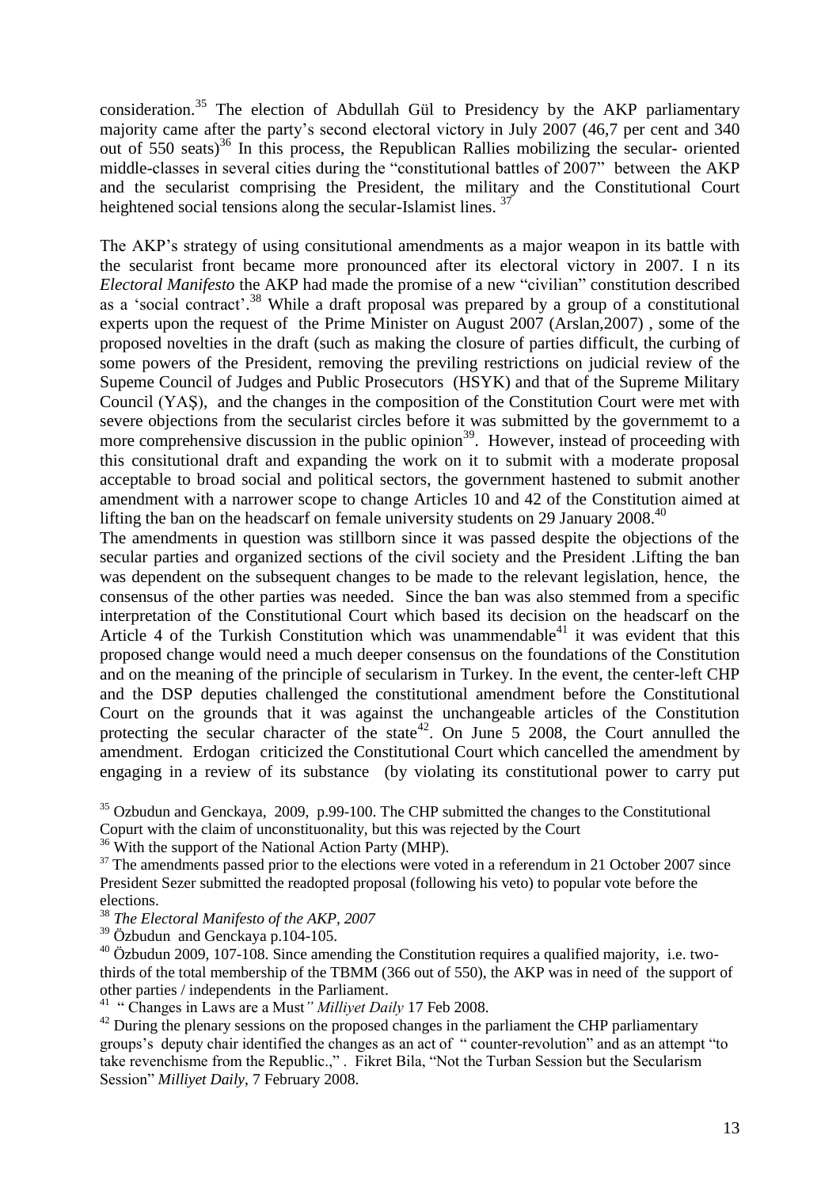consideration.[35] The election of Abdullah Gül to Presidency by the AKP parliamentary majority came after the party's second electoral victory in July 2007 (46,7 per cent and 340 out of 550 seats)[36] In this process, the Republican Rallies mobilizing the secular- oriented middle-classes in several cities during the "constitutional battles of 2007" between the AKP and the secularist comprising the President, the military and the Constitutional Court heightened social tensions along the secular-Islamist lines. [37]

The AKP's strategy of using consitutional amendments as a major weapon in its battle with the secularist front became more pronounced after its electoral victory in 2007. I n its *Electoral Manifesto* the AKP had made the promise of a new "civilian" constitution described as a 'social contract'.[38] While a draft proposal was prepared by a group of a constitutional experts upon the request of the Prime Minister on August 2007 (Arslan,2007) , some of the proposed novelties in the draft (such as making the closure of parties difficult, the curbing of some powers of the President, removing the previling restrictions on judicial review of the Supeme Council of Judges and Public Prosecutors (HSYK) and that of the Supreme Military Council (YAŞ), and the changes in the composition of the Constitution Court were met with severe objections from the secularist circles before it was submitted by the governmemt to a more comprehensive discussion in the public opinion[39]. However, instead of proceeding with this consitutional draft and expanding the work on it to submit with a moderate proposal acceptable to broad social and political sectors, the government hastened to submit another amendment with a narrower scope to change Articles 10 and 42 of the Constitution aimed at lifting the ban on the headscarf on female university students on 29 January 2008.[40]

The amendments in question was stillborn since it was passed despite the objections of the secular parties and organized sections of the civil society and the President .Lifting the ban was dependent on the subsequent changes to be made to the relevant legislation, hence, the consensus of the other parties was needed. Since the ban was also stemmed from a specific interpretation of the Constitutional Court which based its decision on the headscarf on the Article 4 of the Turkish Constitution which was unammendable[41] it was evident that this proposed change would need a much deeper consensus on the foundations of the Constitution and on the meaning of the principle of secularism in Turkey. In the event, the center-left CHP and the DSP deputies challenged the constitutional amendment before the Constitutional Court on the grounds that it was against the unchangeable articles of the Constitution protecting the secular character of the state[42]. On June 5 2008, the Court annulled the amendment. Erdogan criticized the Constitutional Court which cancelled the amendment by engaging in a review of its substance (by violating its constitutional power to carry put

---

[35] Ozbudun and Genckaya, 2009, p.99-100. The CHP submitted the changes to the Constitutional Copurt with the claim of unconstituonality, but this was rejected by the Court

[36] With the support of the National Action Party (MHP).

[37] The amendments passed prior to the elections were voted in a referendum in 21 October 2007 since President Sezer submitted the readopted proposal (following his veto) to popular vote before the elections.

[38] *The Electoral Manifesto of the AKP, 2007*

[39] Özbudun and Genckaya p.104-105.

[40] Özbudun 2009, 107-108. Since amending the Constitution requires a qualified majority, i.e. two-thirds of the total membership of the TBMM (366 out of 550), the AKP was in need of the support of other parties / independents in the Parliament.

[41] " Changes in Laws are a Must*" Milliyet Daily* 17 Feb 2008.

[42] During the plenary sessions on the proposed changes in the parliament the CHP parliamentary groups's deputy chair identified the changes as an act of " counter-revolution" and as an attempt "to take revenchisme from the Republic.," . Fikret Bila, "Not the Turban Session but the Secularism Session" *Milliyet Daily*, 7 February 2008.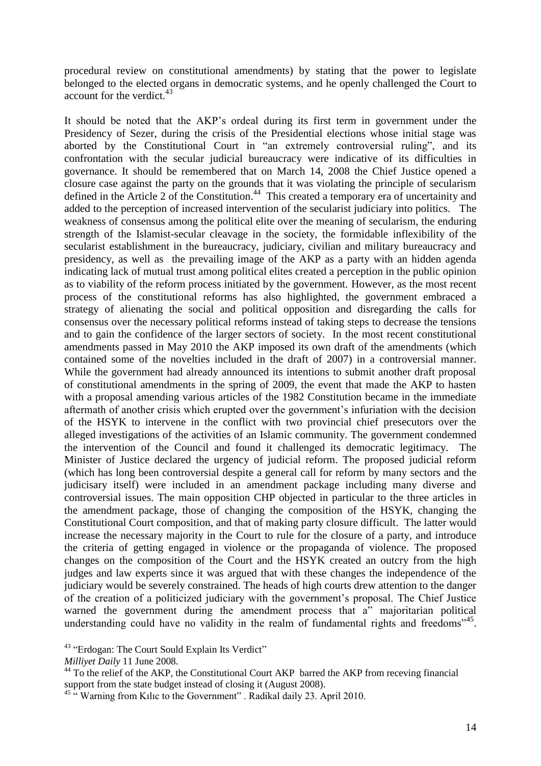procedural review on constitutional amendments) by stating that the power to legislate belonged to the elected organs in democratic systems, and he openly challenged the Court to account for the verdict.[43]

It should be noted that the AKP's ordeal during its first term in government under the Presidency of Sezer, during the crisis of the Presidential elections whose initial stage was aborted by the Constitutional Court in "an extremely controversial ruling", and its confrontation with the secular judicial bureaucracy were indicative of its difficulties in governance. It should be remembered that on March 14, 2008 the Chief Justice opened a closure case against the party on the grounds that it was violating the principle of secularism defined in the Article 2 of the Constitution.[44] This created a temporary era of uncertainity and added to the perception of increased intervention of the secularist judiciary into politics. The weakness of consensus among the political elite over the meaning of secularism, the enduring strength of the Islamist-secular cleavage in the society, the formidable inflexibility of the secularist establishment in the bureaucracy, judiciary, civilian and military bureaucracy and presidency, as well as the prevailing image of the AKP as a party with an hidden agenda indicating lack of mutual trust among political elites created a perception in the public opinion as to viability of the reform process initiated by the government. However, as the most recent process of the constitutional reforms has also highlighted, the government embraced a strategy of alienating the social and political opposition and disregarding the calls for consensus over the necessary political reforms instead of taking steps to decrease the tensions and to gain the confidence of the larger sectors of society. In the most recent constitutional amendments passed in May 2010 the AKP imposed its own draft of the amendments (which contained some of the novelties included in the draft of 2007) in a controversial manner. While the government had already announced its intentions to submit another draft proposal of constitutional amendments in the spring of 2009, the event that made the AKP to hasten with a proposal amending various articles of the 1982 Constitution became in the immediate aftermath of another crisis which erupted over the government's infuriation with the decision of the HSYK to intervene in the conflict with two provincial chief presecutors over the alleged investigations of the activities of an Islamic community. The government condemned the intervention of the Council and found it challenged its democratic legitimacy. The Minister of Justice declared the urgency of judicial reform. The proposed judicial reform (which has long been controversial despite a general call for reform by many sectors and the judicisary itself) were included in an amendment package including many diverse and controversial issues. The main opposition CHP objected in particular to the three articles in the amendment package, those of changing the composition of the HSYK, changing the Constitutional Court composition, and that of making party closure difficult. The latter would increase the necessary majority in the Court to rule for the closure of a party, and introduce the criteria of getting engaged in violence or the propaganda of violence. The proposed changes on the composition of the Court and the HSYK created an outcry from the high judges and law experts since it was argued that with these changes the independence of the judiciary would be severely constrained. The heads of high courts drew attention to the danger of the creation of a politicized judiciary with the government's proposal. The Chief Justice warned the government during the amendment process that a" majoritarian political understanding could have no validity in the realm of fundamental rights and freedoms"[45].

---

[43] "Erdogan: The Court Sould Explain Its Verdict" *Milliyet Daily* 11 June 2008.

[44] To the relief of the AKP, the Constitutional Court AKP barred the AKP from receving financial support from the state budget instead of closing it (August 2008).

[45] " Warning from Kılıc to the Government" . Radikal daily 23. April 2010.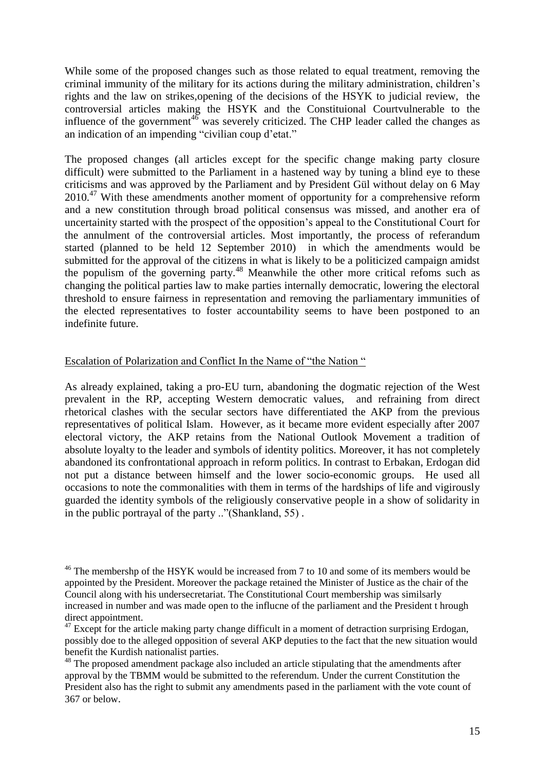While some of the proposed changes such as those related to equal treatment, removing the criminal immunity of the military for its actions during the military administration, children's rights and the law on strikes,opening of the decisions of the HSYK to judicial review, the controversial articles making the HSYK and the Constituional Courtvulnerable to the influence of the government[46] was severely criticized. The CHP leader called the changes as an indication of an impending "civilian coup d'etat."

The proposed changes (all articles except for the specific change making party closure difficult) were submitted to the Parliament in a hastened way by tuning a blind eye to these criticisms and was approved by the Parliament and by President Gül without delay on 6 May 2010.[47] With these amendments another moment of opportunity for a comprehensive reform and a new constitution through broad political consensus was missed, and another era of uncertainity started with the prospect of the opposition's appeal to the Constitutional Court for the annulment of the controversial articles. Most importantly, the process of referandum started (planned to be held 12 September 2010) in which the amendments would be submitted for the approval of the citizens in what is likely to be a politicized campaign amidst the populism of the governing party.[48] Meanwhile the other more critical refoms such as changing the political parties law to make parties internally democratic, lowering the electoral threshold to ensure fairness in representation and removing the parliamentary immunities of the elected representatives to foster accountability seems to have been postponed to an indefinite future.

## Escalation of Polarization and Conflict In the Name of "the Nation "

As already explained, taking a pro-EU turn, abandoning the dogmatic rejection of the West prevalent in the RP, accepting Western democratic values, and refraining from direct rhetorical clashes with the secular sectors have differentiated the AKP from the previous representatives of political Islam. However, as it became more evident especially after 2007 electoral victory, the AKP retains from the National Outlook Movement a tradition of absolute loyalty to the leader and symbols of identity politics. Moreover, it has not completely abandoned its confrontational approach in reform politics. In contrast to Erbakan, Erdogan did not put a distance between himself and the lower socio-economic groups. He used all occasions to note the commonalities with them in terms of the hardships of life and vigirously guarded the identity symbols of the religiously conservative people in a show of solidarity in in the public portrayal of the party .."(Shankland, 55) .

---

[46] The membershp of the HSYK would be increased from 7 to 10 and some of its members would be appointed by the President. Moreover the package retained the Minister of Justice as the chair of the Council along with his undersecretariat. The Constitutional Court membership was similsarly increased in number and was made open to the influcne of the parliament and the President t hrough direct appointment.

[47] Except for the article making party change difficult in a moment of detraction surprising Erdogan, possibly doe to the alleged opposition of several AKP deputies to the fact that the new situation would benefit the Kurdish nationalist parties.

[48] The proposed amendment package also included an article stipulating that the amendments after approval by the TBMM would be submitted to the referendum. Under the current Constitution the President also has the right to submit any amendments pased in the parliament with the vote count of 367 or below.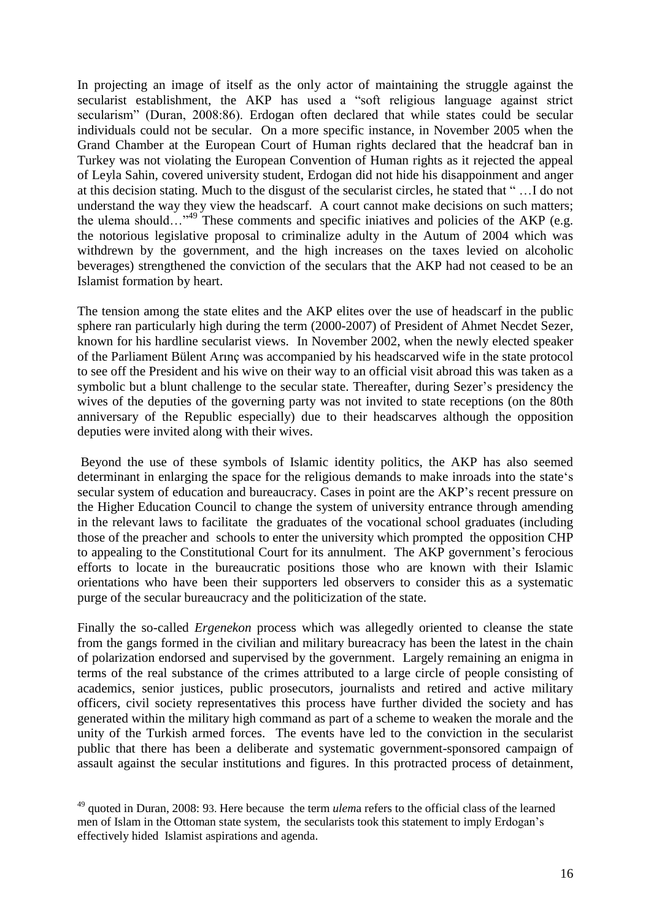In projecting an image of itself as the only actor of maintaining the struggle against the secularist establishment, the AKP has used a "soft religious language against strict secularism" (Duran, 2008:86). Erdogan often declared that while states could be secular individuals could not be secular. On a more specific instance, in November 2005 when the Grand Chamber at the European Court of Human rights declared that the headcraf ban in Turkey was not violating the European Convention of Human rights as it rejected the appeal of Leyla Sahin, covered university student, Erdogan did not hide his disappoinment and anger at this decision stating. Much to the disgust of the secularist circles, he stated that " …I do not understand the way they view the headscarf. A court cannot make decisions on such matters; the ulema should…"[49] These comments and specific iniatives and policies of the AKP (e.g. the notorious legislative proposal to criminalize adulty in the Autum of 2004 which was withdrewn by the government, and the high increases on the taxes levied on alcoholic beverages) strengthened the conviction of the seculars that the AKP had not ceased to be an Islamist formation by heart.

The tension among the state elites and the AKP elites over the use of headscarf in the public sphere ran particularly high during the term (2000-2007) of President of Ahmet Necdet Sezer, known for his hardline secularist views. In November 2002, when the newly elected speaker of the Parliament Bülent Arınç was accompanied by his headscarved wife in the state protocol to see off the President and his wive on their way to an official visit abroad this was taken as a symbolic but a blunt challenge to the secular state. Thereafter, during Sezer's presidency the wives of the deputies of the governing party was not invited to state receptions (on the 80th anniversary of the Republic especially) due to their headscarves although the opposition deputies were invited along with their wives.

Beyond the use of these symbols of Islamic identity politics, the AKP has also seemed determinant in enlarging the space for the religious demands to make inroads into the state's secular system of education and bureaucracy. Cases in point are the AKP's recent pressure on the Higher Education Council to change the system of university entrance through amending in the relevant laws to facilitate the graduates of the vocational school graduates (including those of the preacher and schools to enter the university which prompted the opposition CHP to appealing to the Constitutional Court for its annulment. The AKP government's ferocious efforts to locate in the bureaucratic positions those who are known with their Islamic orientations who have been their supporters led observers to consider this as a systematic purge of the secular bureaucracy and the politicization of the state.

Finally the so-called *Ergenekon* process which was allegedly oriented to cleanse the state from the gangs formed in the civilian and military bureacracy has been the latest in the chain of polarization endorsed and supervised by the government. Largely remaining an enigma in terms of the real substance of the crimes attributed to a large circle of people consisting of academics, senior justices, public prosecutors, journalists and retired and active military officers, civil society representatives this process have further divided the society and has generated within the military high command as part of a scheme to weaken the morale and the unity of the Turkish armed forces. The events have led to the conviction in the secularist public that there has been a deliberate and systematic government-sponsored campaign of assault against the secular institutions and figures. In this protracted process of detainment,

[49] quoted in Duran, 2008: 93. Here because the term *ulem*a refers to the official class of the learned men of Islam in the Ottoman state system, the secularists took this statement to imply Erdogan's effectively hided Islamist aspirations and agenda.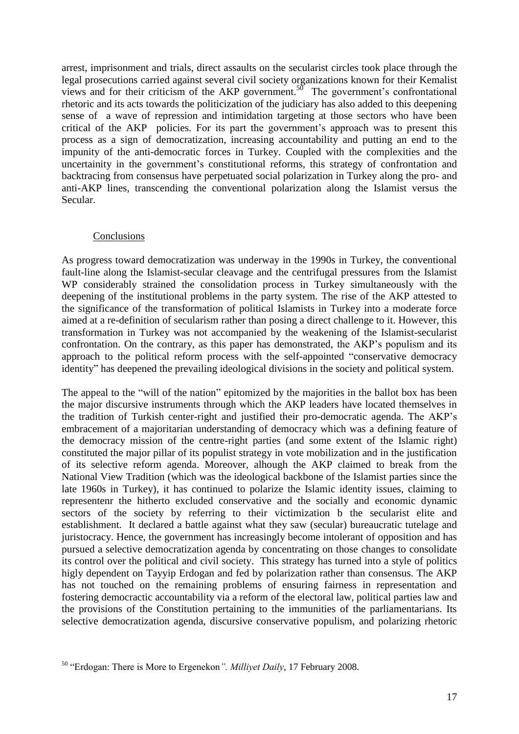arrest, imprisonment and trials, direct assaults on the secularist circles took place through the legal prosecutions carried against several civil society organizations known for their Kemalist views and for their criticism of the AKP government.[50] The government's confrontational rhetoric and its acts towards the politicization of the judiciary has also added to this deepening sense of a wave of repression and intimidation targeting at those sectors who have been critical of the AKP policies. For its part the government's approach was to present this process as a sign of democratization, increasing accountability and putting an end to the impunity of the anti-democratic forces in Turkey. Coupled with the complexities and the uncertainity in the government's constitutional reforms, this strategy of confrontation and backtracing from consensus have perpetuated social polarization in Turkey along the pro- and anti-AKP lines, transcending the conventional polarization along the Islamist versus the Secular.

## Conclusions

As progress toward democratization was underway in the 1990s in Turkey, the conventional fault-line along the Islamist-secular cleavage and the centrifugal pressures from the Islamist WP considerably strained the consolidation process in Turkey simultaneously with the deepening of the institutional problems in the party system. The rise of the AKP attested to the significance of the transformation of political Islamists in Turkey into a moderate force aimed at a re-definition of secularism rather than posing a direct challenge to it. However, this transformation in Turkey was not accompanied by the weakening of the Islamist-secularist confrontation. On the contrary, as this paper has demonstrated, the AKP's populism and its approach to the political reform process with the self-appointed "conservative democracy identity" has deepened the prevailing ideological divisions in the society and political system.

The appeal to the "will of the nation" epitomized by the majorities in the ballot box has been the major discursive instruments through which the AKP leaders have located themselves in the tradition of Turkish center-right and justified their pro-democratic agenda. The AKP's embracement of a majoritarian understanding of democracy which was a defining feature of the democracy mission of the centre-right parties (and some extent of the Islamic right) constituted the major pillar of its populist strategy in vote mobilization and in the justification of its selective reform agenda. Moreover, alhough the AKP claimed to break from the National View Tradition (which was the ideological backbone of the Islamist parties since the late 1960s in Turkey), it has continued to polarize the Islamic identity issues, claiming to representenr the hitherto excluded conservative and the socially and economic dynamic sectors of the society by referring to their victimization b the secularist elite and establishment. It declared a battle against what they saw (secular) bureaucratic tutelage and juristocracy. Hence, the government has increasingly become intolerant of opposition and has pursued a selective democratization agenda by concentrating on those changes to consolidate its control over the political and civil society. This strategy has turned into a style of politics higly dependent on Tayyip Erdogan and fed by polarization rather than consensus. The AKP has not touched on the remaining problems of ensuring fairness in representation and fostering democractic accountability via a reform of the electoral law, political parties law and the provisions of the Constitution pertaining to the immunities of the parliamentarians. Its selective democratization agenda, discursive conservative populism, and polarizing rhetoric

[50] "Erdogan: There is More to Ergenekon*". Milliyet Daily*, 17 February 2008.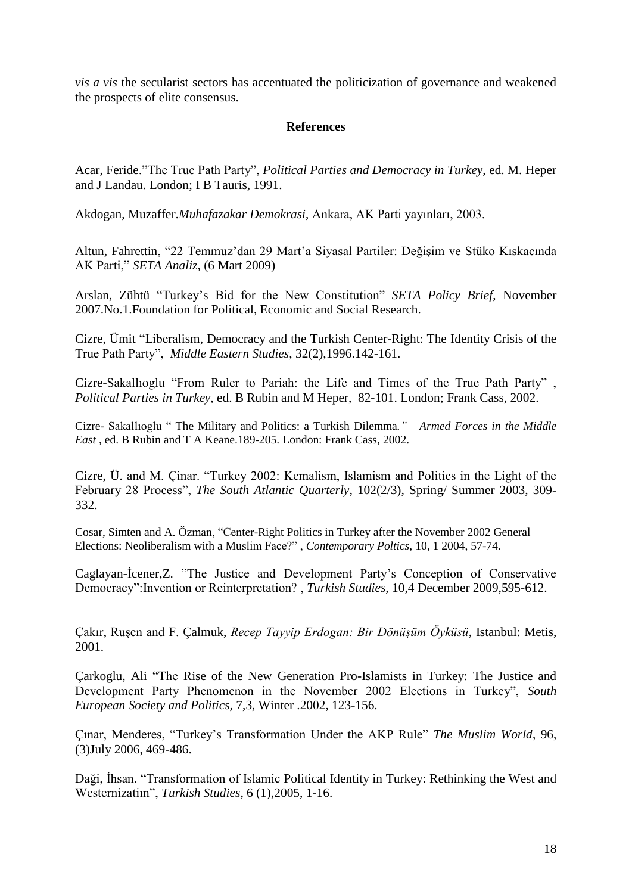*vis a vis* the secularist sectors has accentuated the politicization of governance and weakened the prospects of elite consensus.

## References

Acar, Feride."The True Path Party", *Political Parties and Democracy in Turkey*, ed. M. Heper and J Landau. London; I B Tauris, 1991.

Akdogan, Muzaffer.*Muhafazakar Demokrasi*, Ankara, AK Parti yayınları, 2003.

Altun, Fahrettin, "22 Temmuz'dan 29 Mart'a Siyasal Partiler: Değişim ve Stüko Kıskacında AK Parti," *SETA Analiz*, (6 Mart 2009)

Arslan, Zühtü "Turkey's Bid for the New Constitution" *SETA Policy Brief*, November 2007.No.1.Foundation for Political, Economic and Social Research.

Cizre, Ümit "Liberalism, Democracy and the Turkish Center-Right: The Identity Crisis of the True Path Party", *Middle Eastern Studies*, 32(2),1996.142-161.

Cizre-Sakallıoglu "From Ruler to Pariah: the Life and Times of the True Path Party" , *Political Parties in Turkey*, ed. B Rubin and M Heper, 82-101. London; Frank Cass, 2002.

Cizre- Sakallıoglu " The Military and Politics: a Turkish Dilemma." *Armed Forces in the Middle East* , ed. B Rubin and T A Keane.189-205. London: Frank Cass, 2002.

Cizre, Ü. and M. Çinar. "Turkey 2002: Kemalism, Islamism and Politics in the Light of the February 28 Process", *The South Atlantic Quarterly*, 102(2/3), Spring/ Summer 2003, 309-332.

Cosar, Simten and A. Özman, "Center-Right Politics in Turkey after the November 2002 General Elections: Neoliberalism with a Muslim Face?" , *Contemporary Poltics*, 10, 1 2004, 57-74.

Caglayan-İcener,Z. "The Justice and Development Party's Conception of Conservative Democracy":Invention or Reinterpretation? , *Turkish Studies*, 10,4 December 2009,595-612.

Çakır, Ruşen and F. Çalmuk, *Recep Tayyip Erdogan: Bir Dönüşüm Öyküsü*, Istanbul: Metis, 2001.

Çarkoglu, Ali "The Rise of the New Generation Pro-Islamists in Turkey: The Justice and Development Party Phenomenon in the November 2002 Elections in Turkey", *South European Society and Politics*, 7,3, Winter .2002, 123-156.

Çınar, Menderes, "Turkey's Transformation Under the AKP Rule" *The Muslim World*, 96, (3)July 2006, 469-486.

Daği, İhsan. "Transformation of Islamic Political Identity in Turkey: Rethinking the West and Westernizatiın", *Turkish Studies*, 6 (1),2005, 1-16.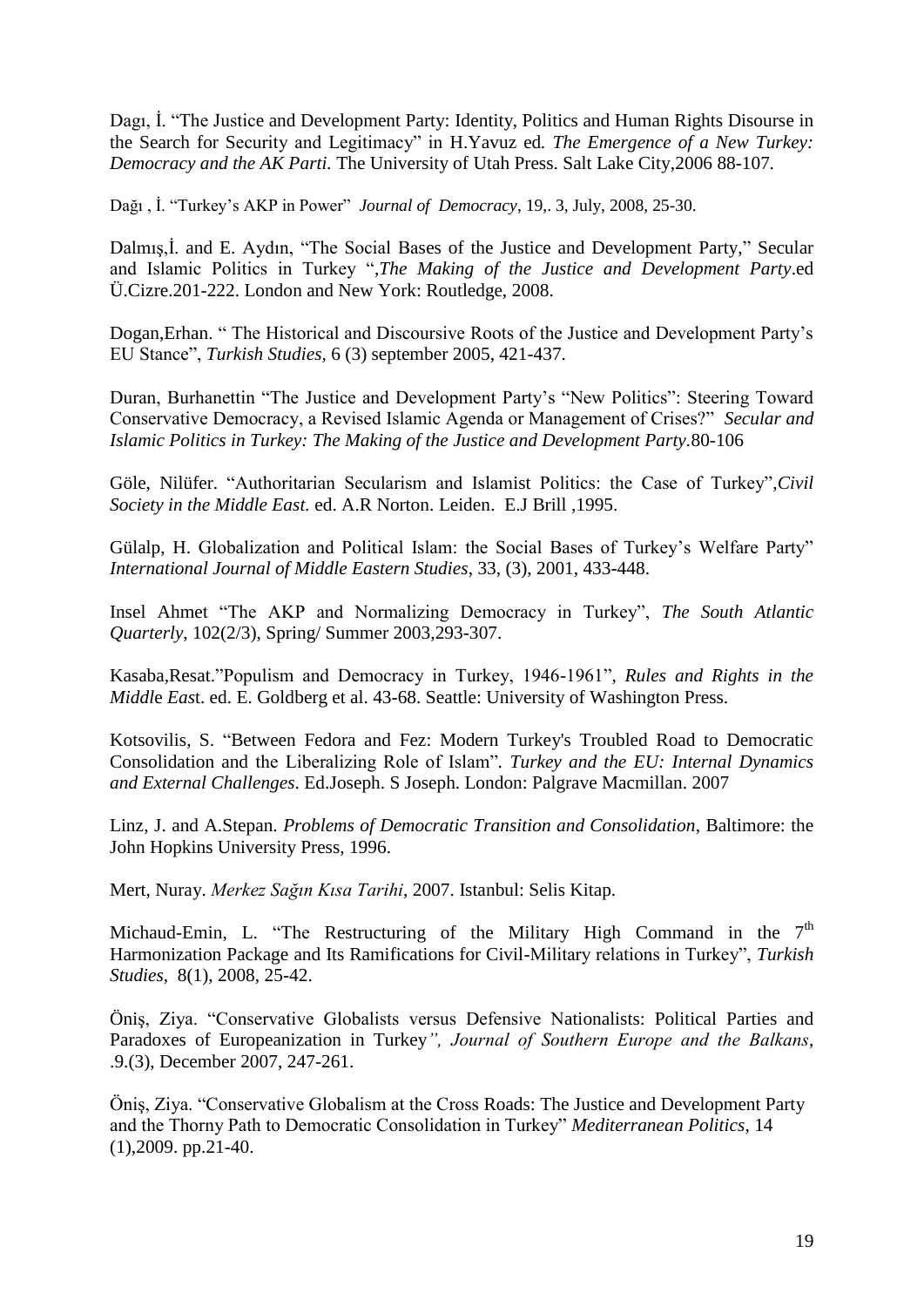Dagı, İ. "The Justice and Development Party: Identity, Politics and Human Rights Disourse in the Search for Security and Legitimacy" in H.Yavuz ed. *The Emergence of a New Turkey: Democracy and the AK Parti.* The University of Utah Press. Salt Lake City,2006 88-107.

Dağı , İ. "Turkey's AKP in Power" *Journal of Democracy*, 19,. 3, July, 2008, 25-30.

Dalmış,İ. and E. Aydın, "The Social Bases of the Justice and Development Party," Secular and Islamic Politics in Turkey ",*The Making of the Justice and Development Party*.ed Ü.Cizre.201-222. London and New York: Routledge, 2008.

Dogan,Erhan. " The Historical and Discoursive Roots of the Justice and Development Party's EU Stance", *Turkish Studies,* 6 (3) september 2005, 421-437.

Duran, Burhanettin "The Justice and Development Party's "New Politics": Steering Toward Conservative Democracy, a Revised Islamic Agenda or Management of Crises?" *Secular and Islamic Politics in Turkey: The Making of the Justice and Development Party*.80-106

Göle, Nilüfer. "Authoritarian Secularism and Islamist Politics: the Case of Turkey",*Civil Society in the Middle East.* ed. A.R Norton. Leiden. E.J Brill ,1995.

Gülalp, H. Globalization and Political Islam: the Social Bases of Turkey's Welfare Party" *International Journal of Middle Eastern Studies*, 33, (3), 2001, 433-448.

Insel Ahmet "The AKP and Normalizing Democracy in Turkey", *The South Atlantic Quarterly*, 102(2/3), Spring/ Summer 2003,293-307.

Kasaba,Resat."Populism and Democracy in Turkey, 1946-1961", *Rules and Rights in the Middle East*. ed. E. Goldberg et al. 43-68. Seattle: University of Washington Press.

Kotsovilis, S. "Between Fedora and Fez: Modern Turkey's Troubled Road to Democratic Consolidation and the Liberalizing Role of Islam". *Turkey and the EU: Internal Dynamics and External Challenges*. Ed.Joseph. S Joseph. London: Palgrave Macmillan. 2007

Linz, J. and A.Stepan. *Problems of Democratic Transition and Consolidation*, Baltimore: the John Hopkins University Press, 1996.

Mert, Nuray. *Merkez Sağın Kısa Tarihi*, 2007. Istanbul: Selis Kitap.

Michaud-Emin, L. "The Restructuring of the Military High Command in the 7th Harmonization Package and Its Ramifications for Civil-Military relations in Turkey", *Turkish Studies,* 8(1), 2008, 25-42.

Öniş, Ziya. "Conservative Globalists versus Defensive Nationalists: Political Parties and Paradoxes of Europeanization in Turkey*", Journal of Southern Europe and the Balkans*, .9.(3), December 2007, 247-261.

Öniş, Ziya. "Conservative Globalism at the Cross Roads: The Justice and Development Party and the Thorny Path to Democratic Consolidation in Turkey" *Mediterranean Politics*, 14 (1),2009. pp.21-40.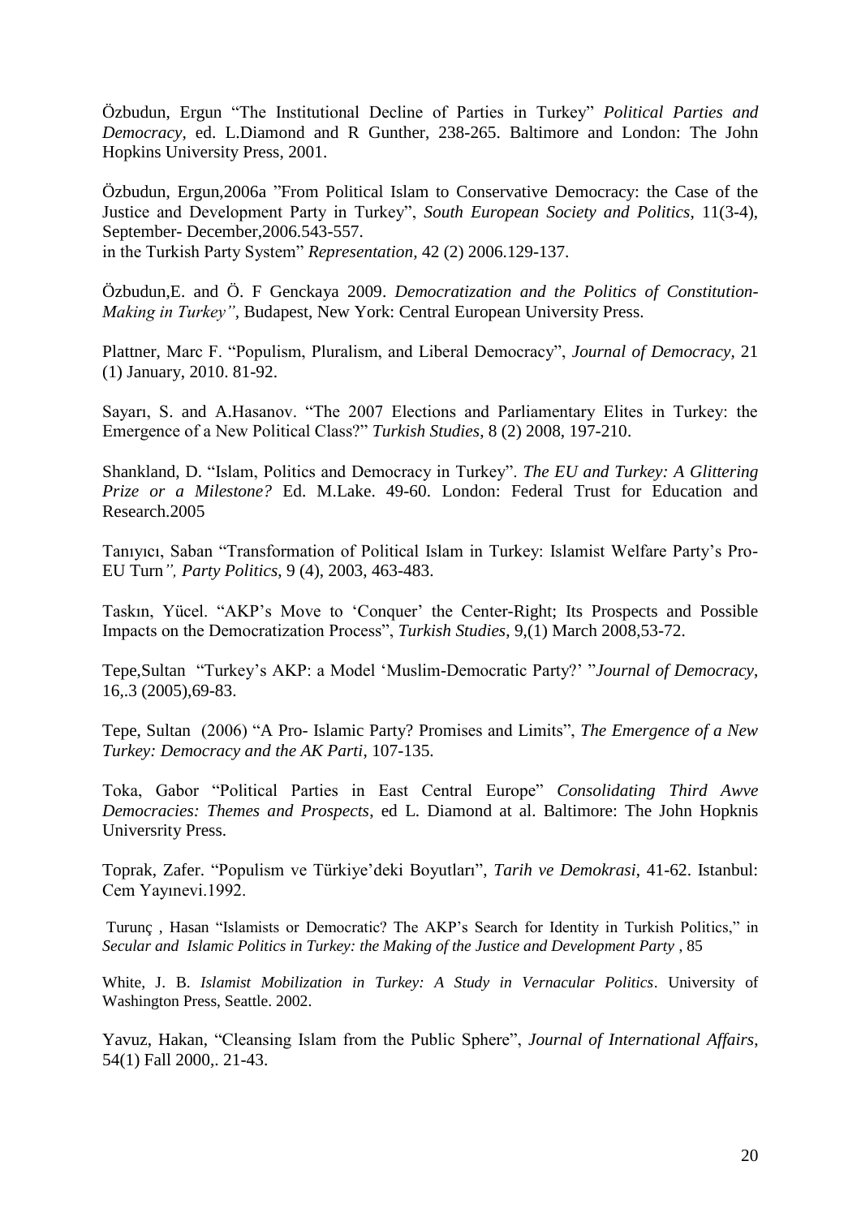Özbudun, Ergun "The Institutional Decline of Parties in Turkey" *Political Parties and Democracy,* ed. L.Diamond and R Gunther, 238-265. Baltimore and London: The John Hopkins University Press, 2001.

Özbudun, Ergun,2006a "From Political Islam to Conservative Democracy: the Case of the Justice and Development Party in Turkey", *South European Society and Politics*, 11(3-4), September- December,2006.543-557.
in the Turkish Party System" *Representation,* 42 (2) 2006.129-137.

Özbudun,E. and Ö. F Genckaya 2009. *Democratization and the Politics of Constitution-Making in Turkey",* Budapest, New York: Central European University Press.

Plattner, Marc F. "Populism, Pluralism, and Liberal Democracy", *Journal of Democracy,* 21 (1) January, 2010. 81-92.

Sayarı, S. and A.Hasanov. "The 2007 Elections and Parliamentary Elites in Turkey: the Emergence of a New Political Class?" *Turkish Studies*, 8 (2) 2008, 197-210.

Shankland, D. "Islam, Politics and Democracy in Turkey". *The EU and Turkey: A Glittering Prize or a Milestone?* Ed. M.Lake. 49-60. London: Federal Trust for Education and Research.2005

Tanıyıcı, Saban "Transformation of Political Islam in Turkey: Islamist Welfare Party's Pro-EU Turn*", Party Politics*, 9 (4), 2003, 463-483.

Taskın, Yücel. "AKP's Move to 'Conquer' the Center-Right; Its Prospects and Possible Impacts on the Democratization Process", *Turkish Studies,* 9,(1) March 2008,53-72.

Tepe,Sultan "Turkey's AKP: a Model 'Muslim-Democratic Party?' "*Journal of Democracy*, 16,.3 (2005),69-83.

Tepe, Sultan (2006) "A Pro- Islamic Party? Promises and Limits", *The Emergence of a New Turkey: Democracy and the AK Parti*, 107-135.

Toka, Gabor "Political Parties in East Central Europe" *Consolidating Third Awve Democracies: Themes and Prospects*, ed L. Diamond at al. Baltimore: The John Hopknis Universrity Press.

Toprak, Zafer. "Populism ve Türkiye'deki Boyutları", *Tarih ve Demokrasi*, 41-62. Istanbul: Cem Yayınevi.1992.

Turunç , Hasan "Islamists or Democratic? The AKP's Search for Identity in Turkish Politics," in *Secular and Islamic Politics in Turkey: the Making of the Justice and Development Party* , 85

White, J. B. *Islamist Mobilization in Turkey: A Study in Vernacular Politics*. University of Washington Press, Seattle. 2002.

Yavuz, Hakan, "Cleansing Islam from the Public Sphere", *Journal of International Affairs*, 54(1) Fall 2000,. 21-43.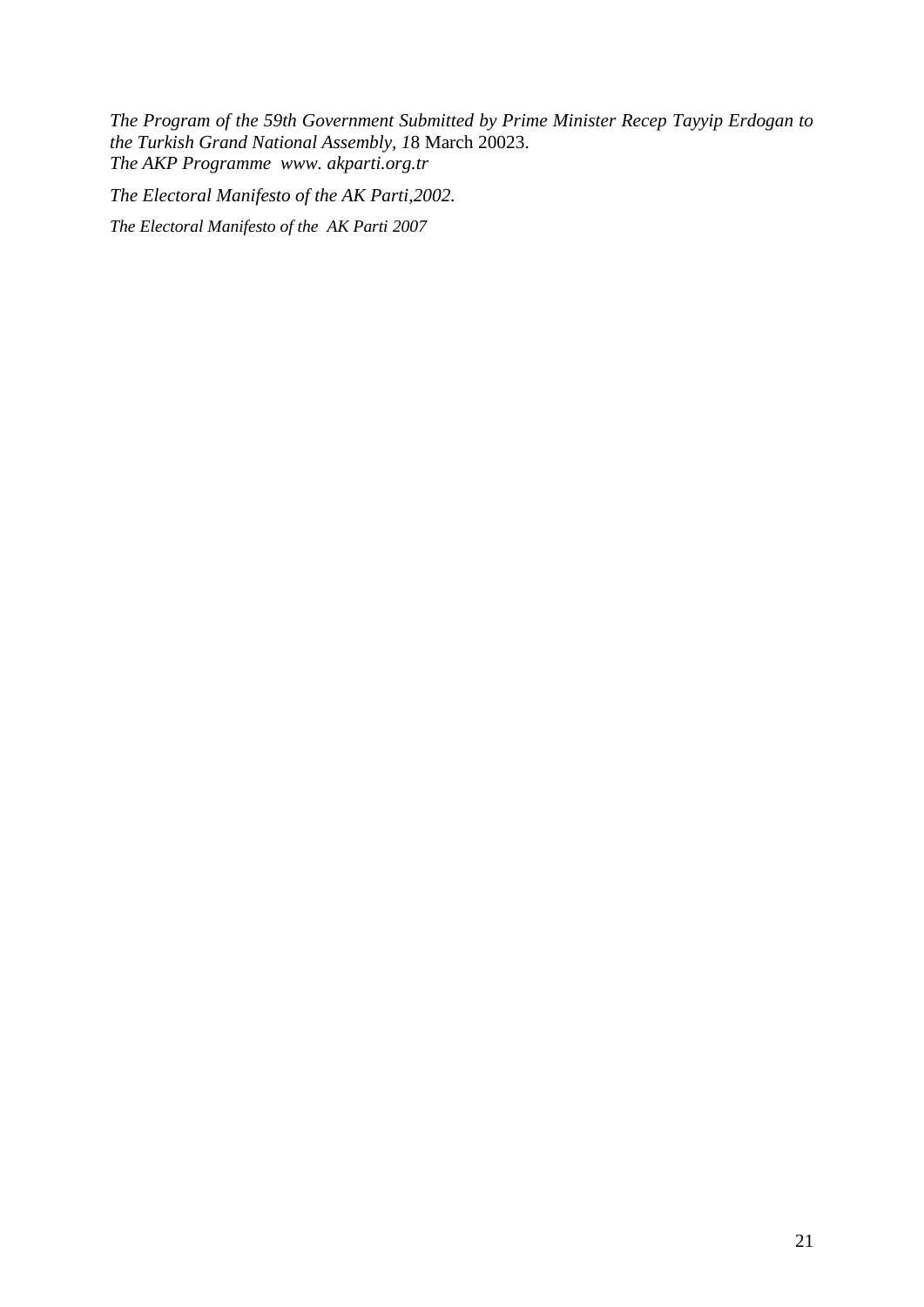*The Program of the 59th Government Submitted by Prime Minister Recep Tayyip Erdogan to the Turkish Grand National Assembly, 1*8 March 20023.
*The AKP Programme www. akparti.org.tr*

*The Electoral Manifesto of the AK Parti,2002.*

*The Electoral Manifesto of the AK Parti 2007*